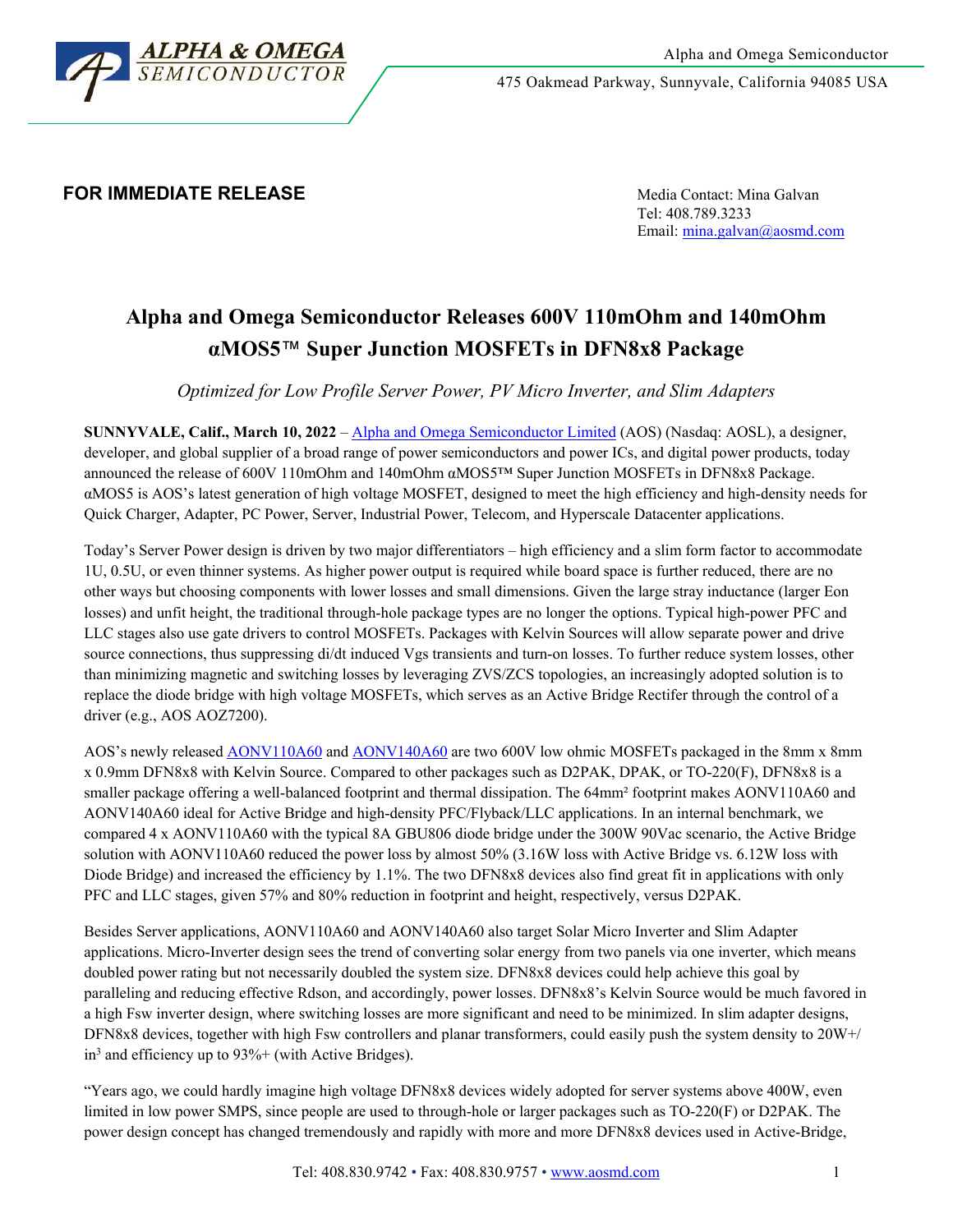Alpha and Omega Semiconductor

475 Oakmead Parkway, Sunnyvale, California 94085 USA

**FOR IMMEDIATE RELEASE**

Media Contact: Mina Galvan
Tel: 408.789.3233
Email: mina.galvan@aosmd.com

# Alpha and Omega Semiconductor Releases 600V 110mOhm and 140mOhm αMOS5™ Super Junction MOSFETs in DFN8x8 Package

*Optimized for Low Profile Server Power, PV Micro Inverter, and Slim Adapters*

**SUNNYVALE, Calif., March 10, 2022** – Alpha and Omega Semiconductor Limited (AOS) (Nasdaq: AOSL), a designer, developer, and global supplier of a broad range of power semiconductors and power ICs, and digital power products, today announced the release of 600V 110mOhm and 140mOhm αMOS5™ Super Junction MOSFETs in DFN8x8 Package. αMOS5 is AOS's latest generation of high voltage MOSFET, designed to meet the high efficiency and high-density needs for Quick Charger, Adapter, PC Power, Server, Industrial Power, Telecom, and Hyperscale Datacenter applications.

Today's Server Power design is driven by two major differentiators – high efficiency and a slim form factor to accommodate 1U, 0.5U, or even thinner systems. As higher power output is required while board space is further reduced, there are no other ways but choosing components with lower losses and small dimensions. Given the large stray inductance (larger Eon losses) and unfit height, the traditional through-hole package types are no longer the options. Typical high-power PFC and LLC stages also use gate drivers to control MOSFETs. Packages with Kelvin Sources will allow separate power and drive source connections, thus suppressing di/dt induced Vgs transients and turn-on losses. To further reduce system losses, other than minimizing magnetic and switching losses by leveraging ZVS/ZCS topologies, an increasingly adopted solution is to replace the diode bridge with high voltage MOSFETs, which serves as an Active Bridge Rectifer through the control of a driver (e.g., AOS AOZ7200).

AOS's newly released AONV110A60 and AONV140A60 are two 600V low ohmic MOSFETs packaged in the 8mm x 8mm x 0.9mm DFN8x8 with Kelvin Source. Compared to other packages such as D2PAK, DPAK, or TO-220(F), DFN8x8 is a smaller package offering a well-balanced footprint and thermal dissipation. The 64mm² footprint makes AONV110A60 and AONV140A60 ideal for Active Bridge and high-density PFC/Flyback/LLC applications. In an internal benchmark, we compared 4 x AONV110A60 with the typical 8A GBU806 diode bridge under the 300W 90Vac scenario, the Active Bridge solution with AONV110A60 reduced the power loss by almost 50% (3.16W loss with Active Bridge vs. 6.12W loss with Diode Bridge) and increased the efficiency by 1.1%. The two DFN8x8 devices also find great fit in applications with only PFC and LLC stages, given 57% and 80% reduction in footprint and height, respectively, versus D2PAK.

Besides Server applications, AONV110A60 and AONV140A60 also target Solar Micro Inverter and Slim Adapter applications. Micro-Inverter design sees the trend of converting solar energy from two panels via one inverter, which means doubled power rating but not necessarily doubled the system size. DFN8x8 devices could help achieve this goal by paralleling and reducing effective Rdson, and accordingly, power losses. DFN8x8's Kelvin Source would be much favored in a high Fsw inverter design, where switching losses are more significant and need to be minimized. In slim adapter designs, DFN8x8 devices, together with high Fsw controllers and planar transformers, could easily push the system density to 20W+/in³ and efficiency up to 93%+ (with Active Bridges).

"Years ago, we could hardly imagine high voltage DFN8x8 devices widely adopted for server systems above 400W, even limited in low power SMPS, since people are used to through-hole or larger packages such as TO-220(F) or D2PAK. The power design concept has changed tremendously and rapidly with more and more DFN8x8 devices used in Active-Bridge,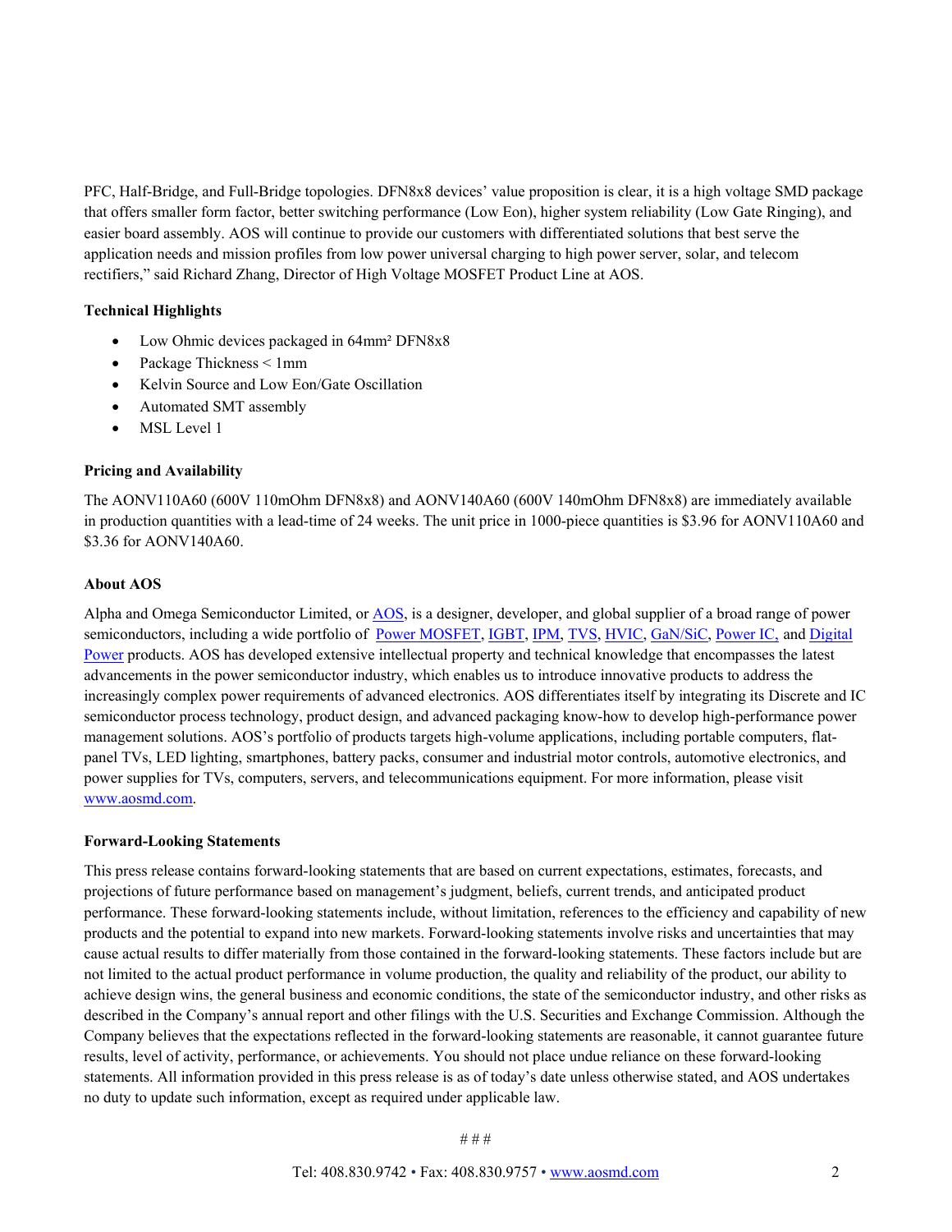PFC, Half-Bridge, and Full-Bridge topologies. DFN8x8 devices' value proposition is clear, it is a high voltage SMD package that offers smaller form factor, better switching performance (Low Eon), higher system reliability (Low Gate Ringing), and easier board assembly. AOS will continue to provide our customers with differentiated solutions that best serve the application needs and mission profiles from low power universal charging to high power server, solar, and telecom rectifiers," said Richard Zhang, Director of High Voltage MOSFET Product Line at AOS.

**Technical Highlights**

- Low Ohmic devices packaged in 64mm² DFN8x8
- Package Thickness < 1mm
- Kelvin Source and Low Eon/Gate Oscillation
- Automated SMT assembly
- MSL Level 1

**Pricing and Availability**

The AONV110A60 (600V 110mOhm DFN8x8) and AONV140A60 (600V 140mOhm DFN8x8) are immediately available in production quantities with a lead-time of 24 weeks. The unit price in 1000-piece quantities is $3.96 for AONV110A60 and $3.36 for AONV140A60.

**About AOS**

Alpha and Omega Semiconductor Limited, or AOS, is a designer, developer, and global supplier of a broad range of power semiconductors, including a wide portfolio of Power MOSFET, IGBT, IPM, TVS, HVIC, GaN/SiC, Power IC, and Digital Power products. AOS has developed extensive intellectual property and technical knowledge that encompasses the latest advancements in the power semiconductor industry, which enables us to introduce innovative products to address the increasingly complex power requirements of advanced electronics. AOS differentiates itself by integrating its Discrete and IC semiconductor process technology, product design, and advanced packaging know-how to develop high-performance power management solutions. AOS's portfolio of products targets high-volume applications, including portable computers, flat-panel TVs, LED lighting, smartphones, battery packs, consumer and industrial motor controls, automotive electronics, and power supplies for TVs, computers, servers, and telecommunications equipment. For more information, please visit www.aosmd.com.

**Forward-Looking Statements**

This press release contains forward-looking statements that are based on current expectations, estimates, forecasts, and projections of future performance based on management's judgment, beliefs, current trends, and anticipated product performance. These forward-looking statements include, without limitation, references to the efficiency and capability of new products and the potential to expand into new markets. Forward-looking statements involve risks and uncertainties that may cause actual results to differ materially from those contained in the forward-looking statements. These factors include but are not limited to the actual product performance in volume production, the quality and reliability of the product, our ability to achieve design wins, the general business and economic conditions, the state of the semiconductor industry, and other risks as described in the Company's annual report and other filings with the U.S. Securities and Exchange Commission. Although the Company believes that the expectations reflected in the forward-looking statements are reasonable, it cannot guarantee future results, level of activity, performance, or achievements. You should not place undue reliance on these forward-looking statements. All information provided in this press release is as of today's date unless otherwise stated, and AOS undertakes no duty to update such information, except as required under applicable law.

# # #

Tel: 408.830.9742 • Fax: 408.830.9757 • www.aosmd.com